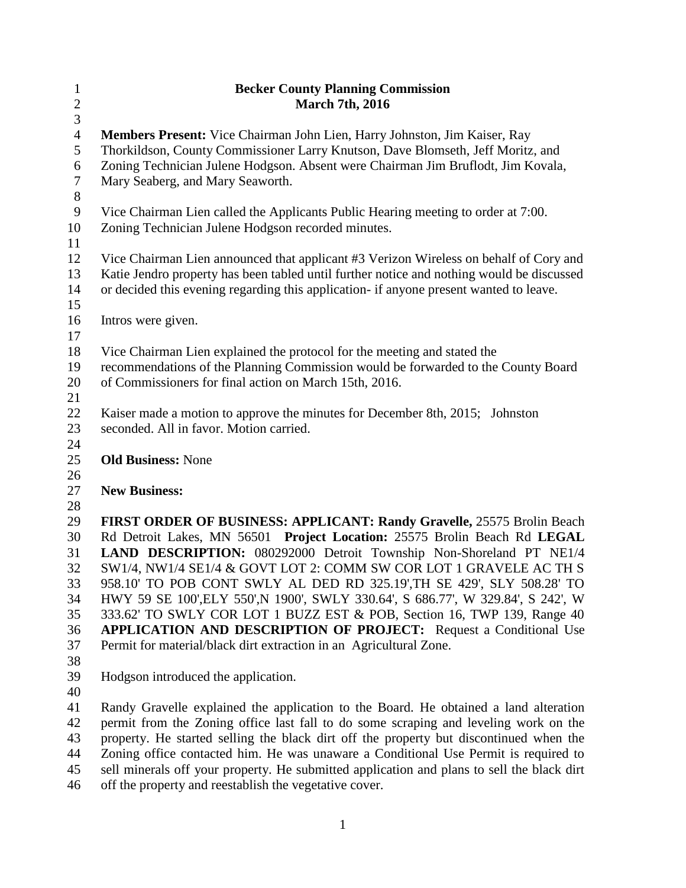# Becker County Planning Commission

## March 7th, 2016

**Members Present:** Vice Chairman John Lien, Harry Johnston, Jim Kaiser, Ray Thorkildson, County Commissioner Larry Knutson, Dave Blomseth, Jeff Moritz, and Zoning Technician Julene Hodgson. Absent were Chairman Jim Bruflodt, Jim Kovala, Mary Seaberg, and Mary Seaworth.

Vice Chairman Lien called the Applicants Public Hearing meeting to order at 7:00. Zoning Technician Julene Hodgson recorded minutes.

Vice Chairman Lien announced that applicant #3 Verizon Wireless on behalf of Cory and Katie Jendro property has been tabled until further notice and nothing would be discussed or decided this evening regarding this application- if anyone present wanted to leave.

Intros were given.

Vice Chairman Lien explained the protocol for the meeting and stated the recommendations of the Planning Commission would be forwarded to the County Board of Commissioners for final action on March 15th, 2016.

Kaiser made a motion to approve the minutes for December 8th, 2015; Johnston seconded. All in favor. Motion carried.

**Old Business:** None

**New Business:**

**FIRST ORDER OF BUSINESS: APPLICANT: Randy Gravelle,** 25575 Brolin Beach Rd Detroit Lakes, MN 56501 **Project Location:** 25575 Brolin Beach Rd **LEGAL LAND DESCRIPTION:** 080292000 Detroit Township Non-Shoreland PT NE1/4 SW1/4, NW1/4 SE1/4 & GOVT LOT 2: COMM SW COR LOT 1 GRAVELE AC TH S 958.10' TO POB CONT SWLY AL DED RD 325.19',TH SE 429', SLY 508.28' TO HWY 59 SE 100',ELY 550',N 1900', SWLY 330.64', S 686.77', W 329.84', S 242', W 333.62' TO SWLY COR LOT 1 BUZZ EST & POB, Section 16, TWP 139, Range 40 **APPLICATION AND DESCRIPTION OF PROJECT:** Request a Conditional Use Permit for material/black dirt extraction in an Agricultural Zone.

Hodgson introduced the application.

Randy Gravelle explained the application to the Board. He obtained a land alteration permit from the Zoning office last fall to do some scraping and leveling work on the property. He started selling the black dirt off the property but discontinued when the Zoning office contacted him. He was unaware a Conditional Use Permit is required to sell minerals off your property. He submitted application and plans to sell the black dirt off the property and reestablish the vegetative cover.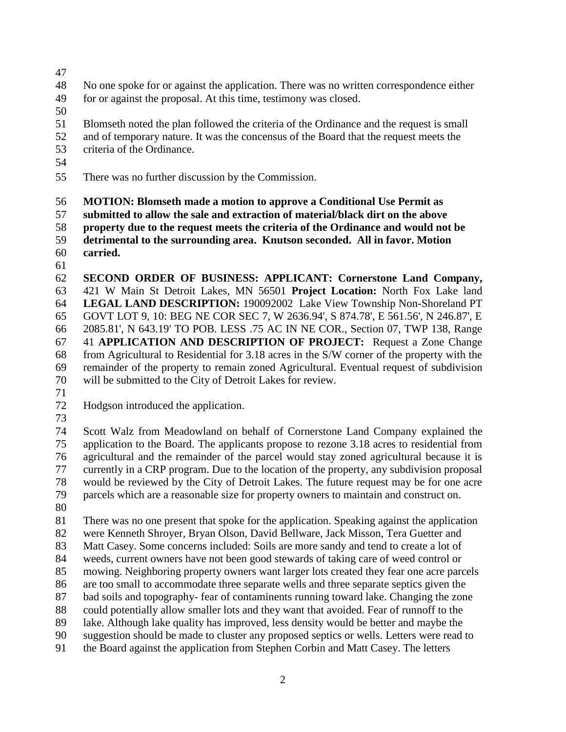No one spoke for or against the application. There was no written correspondence either for or against the proposal. At this time, testimony was closed.

Blomseth noted the plan followed the criteria of the Ordinance and the request is small and of temporary nature. It was the concensus of the Board that the request meets the criteria of the Ordinance.

There was no further discussion by the Commission.

**MOTION: Blomseth made a motion to approve a Conditional Use Permit as submitted to allow the sale and extraction of material/black dirt on the above property due to the request meets the criteria of the Ordinance and would not be detrimental to the surrounding area. Knutson seconded. All in favor. Motion carried.**

**SECOND ORDER OF BUSINESS: APPLICANT: Cornerstone Land Company,** 421 W Main St Detroit Lakes, MN 56501 **Project Location:** North Fox Lake land **LEGAL LAND DESCRIPTION:** 190092002 Lake View Township Non-Shoreland PT GOVT LOT 9, 10: BEG NE COR SEC 7, W 2636.94', S 874.78', E 561.56', N 246.87', E 2085.81', N 643.19' TO POB. LESS .75 AC IN NE COR., Section 07, TWP 138, Range 41 **APPLICATION AND DESCRIPTION OF PROJECT:** Request a Zone Change from Agricultural to Residential for 3.18 acres in the S/W corner of the property with the remainder of the property to remain zoned Agricultural. Eventual request of subdivision will be submitted to the City of Detroit Lakes for review.

Hodgson introduced the application.

Scott Walz from Meadowland on behalf of Cornerstone Land Company explained the application to the Board. The applicants propose to rezone 3.18 acres to residential from agricultural and the remainder of the parcel would stay zoned agricultural because it is currently in a CRP program. Due to the location of the property, any subdivision proposal would be reviewed by the City of Detroit Lakes. The future request may be for one acre parcels which are a reasonable size for property owners to maintain and construct on.

There was no one present that spoke for the application. Speaking against the application were Kenneth Shroyer, Bryan Olson, David Bellware, Jack Misson, Tera Guetter and Matt Casey. Some concerns included: Soils are more sandy and tend to create a lot of weeds, current owners have not been good stewards of taking care of weed control or mowing. Neighboring property owners want larger lots created they fear one acre parcels are too small to accommodate three separate wells and three separate septics given the bad soils and topography- fear of contaminents running toward lake. Changing the zone could potentially allow smaller lots and they want that avoided. Fear of runnoff to the lake. Although lake quality has improved, less density would be better and maybe the suggestion should be made to cluster any proposed septics or wells. Letters were read to the Board against the application from Stephen Corbin and Matt Casey. The letters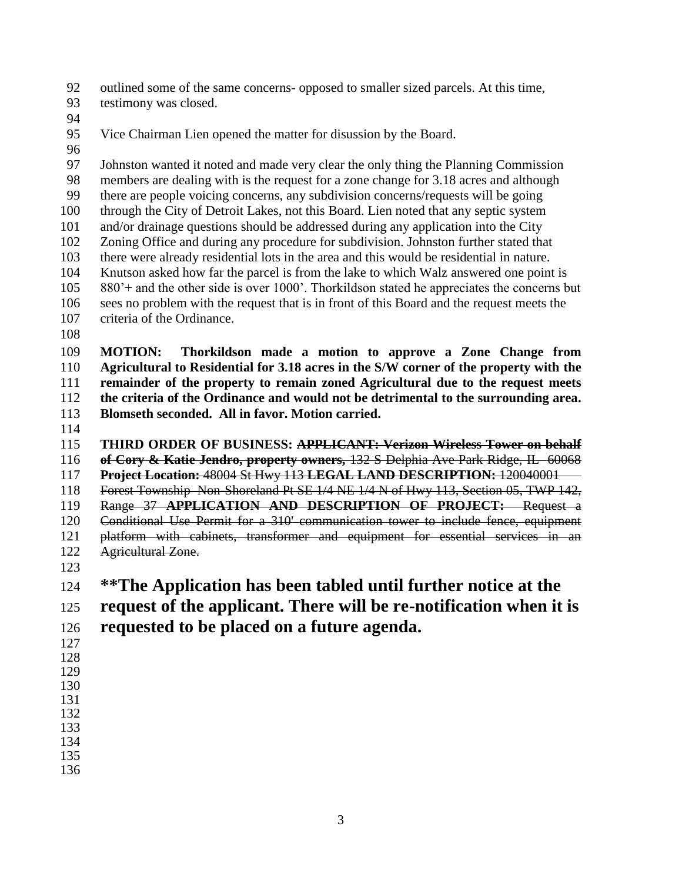outlined some of the same concerns- opposed to smaller sized parcels. At this time, testimony was closed.

Vice Chairman Lien opened the matter for disusion by the Board.

Johnston wanted it noted and made very clear the only thing the Planning Commission members are dealing with is the request for a zone change for 3.18 acres and although there are people voicing concerns, any subdivision concerns/requests will be going through the City of Detroit Lakes, not this Board. Lien noted that any septic system and/or drainage questions should be addressed during any application into the City Zoning Office and during any procedure for subdivision. Johnston further stated that there were already residential lots in the area and this would be residential in nature. Knutson asked how far the parcel is from the lake to which Walz answered one point is 880'+ and the other side is over 1000'. Thorkildson stated he appreciates the concerns but sees no problem with the request that is in front of this Board and the request meets the criteria of the Ordinance.

**MOTION: Thorkildson made a motion to approve a Zone Change from Agricultural to Residential for 3.18 acres in the S/W corner of the property with the remainder of the property to remain zoned Agricultural due to the request meets the criteria of the Ordinance and would not be detrimental to the surrounding area. Blomseth seconded. All in favor. Motion carried.**

**THIRD ORDER OF BUSINESS:** ~~**APPLICANT: Verizon Wireless Tower on behalf of Cory & Katie Jendro, property owners,** 132 S Delphia Ave Park Ridge, IL 60068 **Project Location:** 48004 St Hwy 113 **LEGAL LAND DESCRIPTION:** 120040001 Forest Township Non-Shoreland Pt SE 1/4 NE 1/4 N of Hwy 113, Section 05, TWP 142, Range 37 **APPLICATION AND DESCRIPTION OF PROJECT:** Request a Conditional Use Permit for a 310' communication tower to include fence, equipment platform with cabinets, transformer and equipment for essential services in an Agricultural Zone.~~

## **The Application has been tabled until further notice at the request of the applicant. There will be re-notification when it is requested to be placed on a future agenda.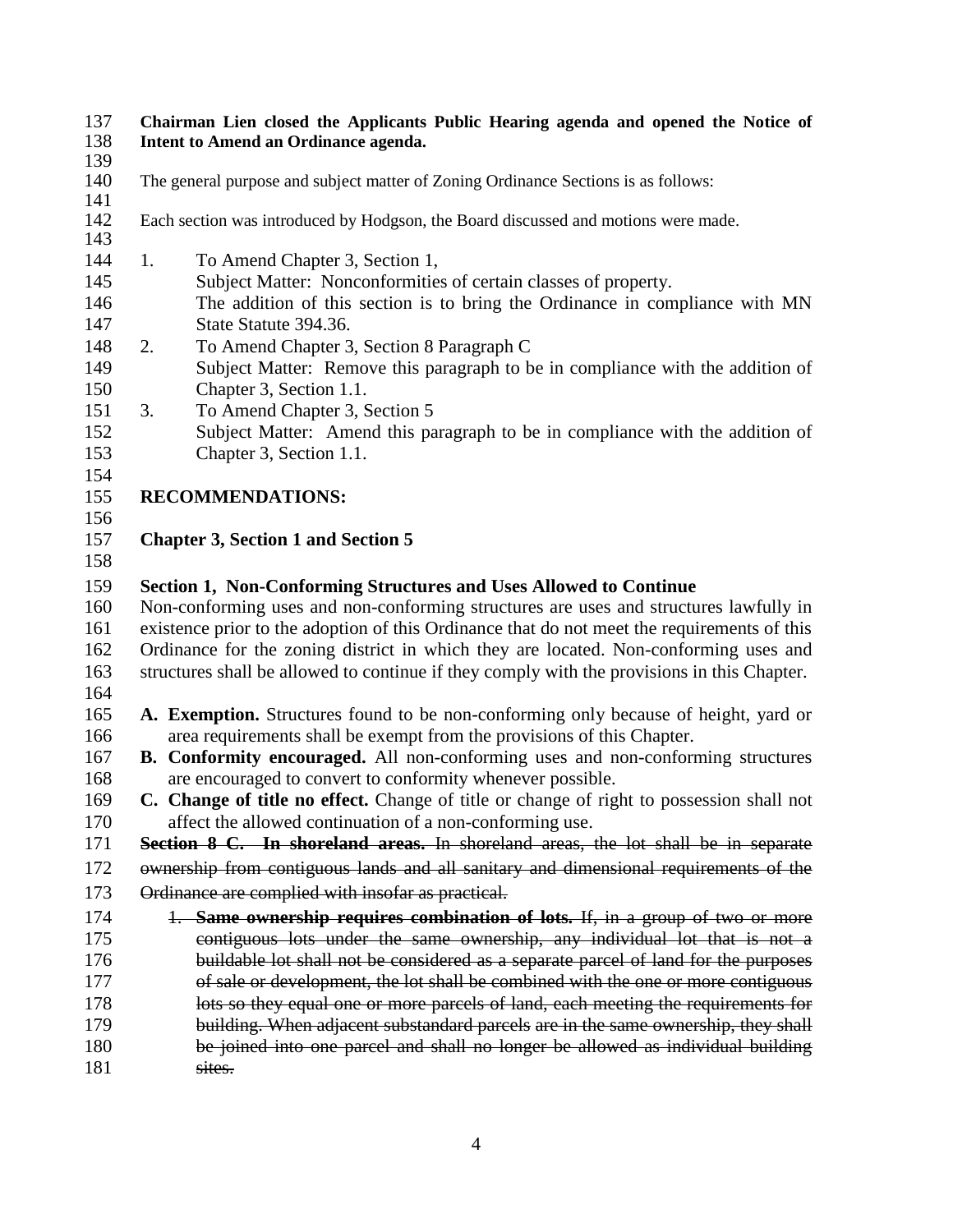**Chairman Lien closed the Applicants Public Hearing agenda and opened the Notice of Intent to Amend an Ordinance agenda.**

The general purpose and subject matter of Zoning Ordinance Sections is as follows:

Each section was introduced by Hodgson, the Board discussed and motions were made.

1. To Amend Chapter 3, Section 1,
   Subject Matter: Nonconformities of certain classes of property.
   The addition of this section is to bring the Ordinance in compliance with MN State Statute 394.36.
2. To Amend Chapter 3, Section 8 Paragraph C
   Subject Matter: Remove this paragraph to be in compliance with the addition of Chapter 3, Section 1.1.
3. To Amend Chapter 3, Section 5
   Subject Matter: Amend this paragraph to be in compliance with the addition of Chapter 3, Section 1.1.

**RECOMMENDATIONS:**

**Chapter 3, Section 1 and Section 5**

**Section 1, Non-Conforming Structures and Uses Allowed to Continue**

Non-conforming uses and non-conforming structures are uses and structures lawfully in existence prior to the adoption of this Ordinance that do not meet the requirements of this Ordinance for the zoning district in which they are located. Non-conforming uses and structures shall be allowed to continue if they comply with the provisions in this Chapter.

**A. Exemption.** Structures found to be non-conforming only because of height, yard or area requirements shall be exempt from the provisions of this Chapter.

**B. Conformity encouraged.** All non-conforming uses and non-conforming structures are encouraged to convert to conformity whenever possible.

**C. Change of title no effect.** Change of title or change of right to possession shall not affect the allowed continuation of a non-conforming use.

~~**Section 8 C. In shoreland areas.** In shoreland areas, the lot shall be in separate ownership from contiguous lands and all sanitary and dimensional requirements of the Ordinance are complied with insofar as practical.~~

1. ~~**Same ownership requires combination of lots.** If, in a group of two or more contiguous lots under the same ownership, any individual lot that is not a buildable lot shall not be considered as a separate parcel of land for the purposes of sale or development, the lot shall be combined with the one or more contiguous lots so they equal one or more parcels of land, each meeting the requirements for building. When adjacent substandard parcels are in the same ownership, they shall be joined into one parcel and shall no longer be allowed as individual building sites.~~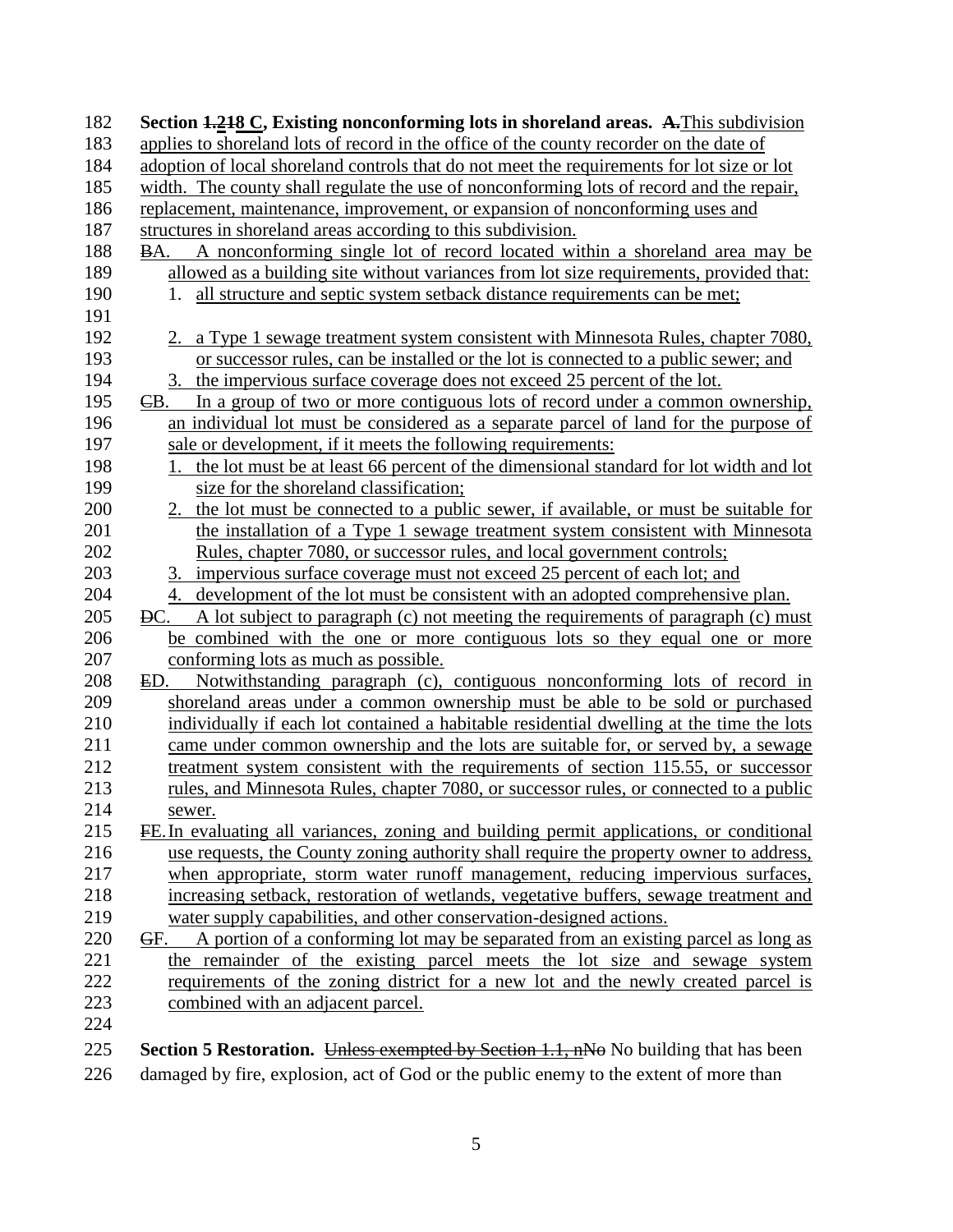**Section ~~1.2~~18 C, Existing nonconforming lots in shoreland areas.** ~~A.~~This subdivision applies to shoreland lots of record in the office of the county recorder on the date of adoption of local shoreland controls that do not meet the requirements for lot size or lot width. The county shall regulate the use of nonconforming lots of record and the repair, replacement, maintenance, improvement, or expansion of nonconforming uses and structures in shoreland areas according to this subdivision.

~~B~~A. A nonconforming single lot of record located within a shoreland area may be allowed as a building site without variances from lot size requirements, provided that:

1. all structure and septic system setback distance requirements can be met;
2. a Type 1 sewage treatment system consistent with Minnesota Rules, chapter 7080, or successor rules, can be installed or the lot is connected to a public sewer; and
3. the impervious surface coverage does not exceed 25 percent of the lot.

~~C~~B. In a group of two or more contiguous lots of record under a common ownership, an individual lot must be considered as a separate parcel of land for the purpose of sale or development, if it meets the following requirements:

1. the lot must be at least 66 percent of the dimensional standard for lot width and lot size for the shoreland classification;
2. the lot must be connected to a public sewer, if available, or must be suitable for the installation of a Type 1 sewage treatment system consistent with Minnesota Rules, chapter 7080, or successor rules, and local government controls;
3. impervious surface coverage must not exceed 25 percent of each lot; and
4. development of the lot must be consistent with an adopted comprehensive plan.

~~D~~C. A lot subject to paragraph (c) not meeting the requirements of paragraph (c) must be combined with the one or more contiguous lots so they equal one or more conforming lots as much as possible.

~~E~~D. Notwithstanding paragraph (c), contiguous nonconforming lots of record in shoreland areas under a common ownership must be able to be sold or purchased individually if each lot contained a habitable residential dwelling at the time the lots came under common ownership and the lots are suitable for, or served by, a sewage treatment system consistent with the requirements of section 115.55, or successor rules, and Minnesota Rules, chapter 7080, or successor rules, or connected to a public sewer.

~~F~~E. In evaluating all variances, zoning and building permit applications, or conditional use requests, the County zoning authority shall require the property owner to address, when appropriate, storm water runoff management, reducing impervious surfaces, increasing setback, restoration of wetlands, vegetative buffers, sewage treatment and water supply capabilities, and other conservation-designed actions.

~~G~~F. A portion of a conforming lot may be separated from an existing parcel as long as the remainder of the existing parcel meets the lot size and sewage system requirements of the zoning district for a new lot and the newly created parcel is combined with an adjacent parcel.

**Section 5 Restoration.** ~~Unless exempted by Section 1.1, nNo~~ No building that has been damaged by fire, explosion, act of God or the public enemy to the extent of more than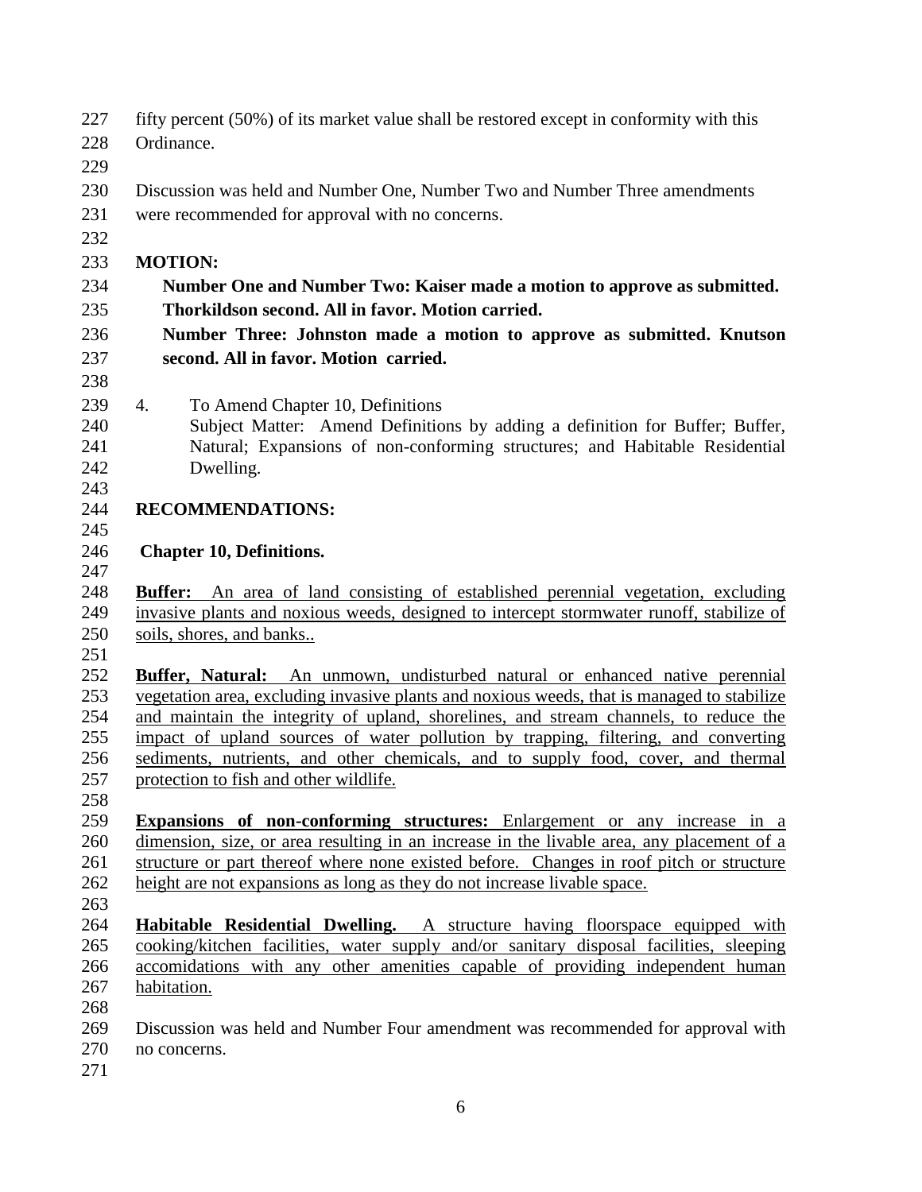fifty percent (50%) of its market value shall be restored except in conformity with this Ordinance.

Discussion was held and Number One, Number Two and Number Three amendments were recommended for approval with no concerns.

**MOTION:**

**Number One and Number Two: Kaiser made a motion to approve as submitted. Thorkildson second. All in favor. Motion carried.**

**Number Three: Johnston made a motion to approve as submitted. Knutson second. All in favor. Motion carried.**

4. To Amend Chapter 10, Definitions
   Subject Matter: Amend Definitions by adding a definition for Buffer; Buffer, Natural; Expansions of non-conforming structures; and Habitable Residential Dwelling.

**RECOMMENDATIONS:**

**Chapter 10, Definitions.**

**Buffer:** An area of land consisting of established perennial vegetation, excluding invasive plants and noxious weeds, designed to intercept stormwater runoff, stabilize of soils, shores, and banks..

**Buffer, Natural:** An unmown, undisturbed natural or enhanced native perennial vegetation area, excluding invasive plants and noxious weeds, that is managed to stabilize and maintain the integrity of upland, shorelines, and stream channels, to reduce the impact of upland sources of water pollution by trapping, filtering, and converting sediments, nutrients, and other chemicals, and to supply food, cover, and thermal protection to fish and other wildlife.

**Expansions of non-conforming structures:** Enlargement or any increase in a dimension, size, or area resulting in an increase in the livable area, any placement of a structure or part thereof where none existed before. Changes in roof pitch or structure height are not expansions as long as they do not increase livable space.

**Habitable Residential Dwelling.** A structure having floorspace equipped with cooking/kitchen facilities, water supply and/or sanitary disposal facilities, sleeping accomidations with any other amenities capable of providing independent human habitation.

Discussion was held and Number Four amendment was recommended for approval with no concerns.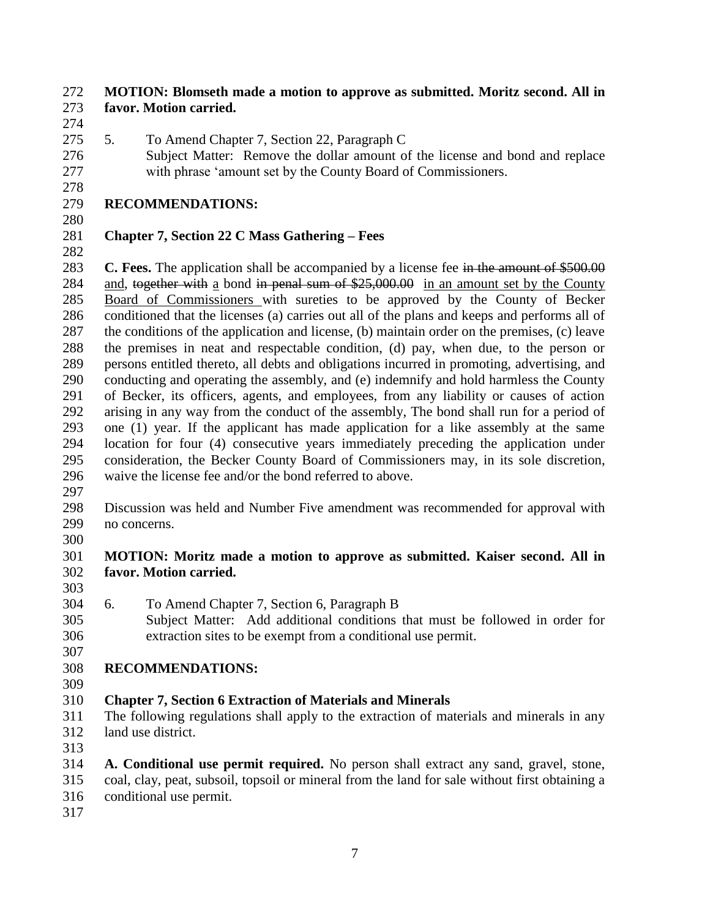**MOTION: Blomseth made a motion to approve as submitted. Moritz second. All in favor. Motion carried.**

5. To Amend Chapter 7, Section 22, Paragraph C
   Subject Matter: Remove the dollar amount of the license and bond and replace with phrase 'amount set by the County Board of Commissioners.

**RECOMMENDATIONS:**

**Chapter 7, Section 22 C Mass Gathering – Fees**

**C. Fees.** The application shall be accompanied by a license fee ~~in the amount of $500.00~~ <u>and</u>, ~~together with~~ <u>a</u> bond ~~in penal sum of $25,000.00~~ <u>in an amount set by the County Board of Commissioners</u> with sureties to be approved by the County of Becker conditioned that the licenses (a) carries out all of the plans and keeps and performs all of the conditions of the application and license, (b) maintain order on the premises, (c) leave the premises in neat and respectable condition, (d) pay, when due, to the person or persons entitled thereto, all debts and obligations incurred in promoting, advertising, and conducting and operating the assembly, and (e) indemnify and hold harmless the County of Becker, its officers, agents, and employees, from any liability or causes of action arising in any way from the conduct of the assembly, The bond shall run for a period of one (1) year. If the applicant has made application for a like assembly at the same location for four (4) consecutive years immediately preceding the application under consideration, the Becker County Board of Commissioners may, in its sole discretion, waive the license fee and/or the bond referred to above.

Discussion was held and Number Five amendment was recommended for approval with no concerns.

**MOTION: Moritz made a motion to approve as submitted. Kaiser second. All in favor. Motion carried.**

6. To Amend Chapter 7, Section 6, Paragraph B
   Subject Matter: Add additional conditions that must be followed in order for extraction sites to be exempt from a conditional use permit.

**RECOMMENDATIONS:**

**Chapter 7, Section 6 Extraction of Materials and Minerals**
The following regulations shall apply to the extraction of materials and minerals in any land use district.

**A. Conditional use permit required.** No person shall extract any sand, gravel, stone, coal, clay, peat, subsoil, topsoil or mineral from the land for sale without first obtaining a conditional use permit.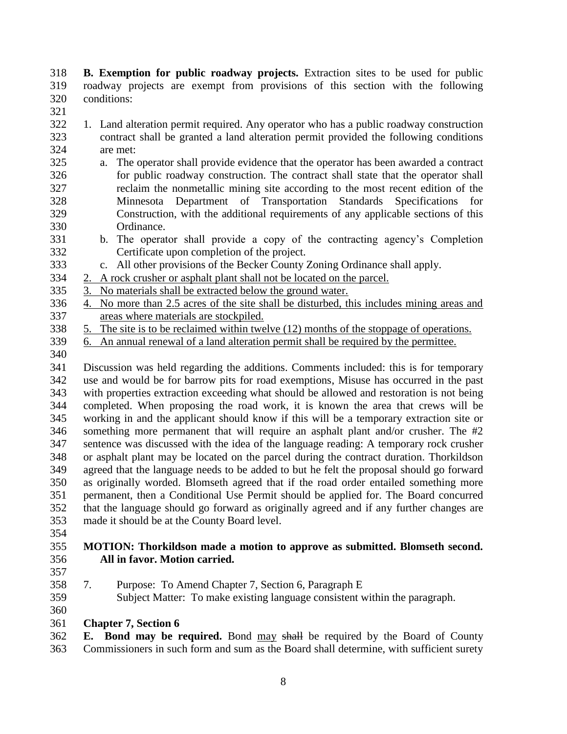**B. Exemption for public roadway projects.** Extraction sites to be used for public roadway projects are exempt from provisions of this section with the following conditions:

1. Land alteration permit required. Any operator who has a public roadway construction contract shall be granted a land alteration permit provided the following conditions are met:
   a. The operator shall provide evidence that the operator has been awarded a contract for public roadway construction. The contract shall state that the operator shall reclaim the nonmetallic mining site according to the most recent edition of the Minnesota Department of Transportation Standards Specifications for Construction, with the additional requirements of any applicable sections of this Ordinance.
   b. The operator shall provide a copy of the contracting agency's Completion Certificate upon completion of the project.
   c. All other provisions of the Becker County Zoning Ordinance shall apply.
2. <u>A rock crusher or asphalt plant shall not be located on the parcel.</u>
3. <u>No materials shall be extracted below the ground water.</u>
4. <u>No more than 2.5 acres of the site shall be disturbed, this includes mining areas and areas where materials are stockpiled.</u>
5. <u>The site is to be reclaimed within twelve (12) months of the stoppage of operations.</u>
6. <u>An annual renewal of a land alteration permit shall be required by the permittee.</u>

Discussion was held regarding the additions. Comments included: this is for temporary use and would be for barrow pits for road exemptions, Misuse has occurred in the past with properties extraction exceeding what should be allowed and restoration is not being completed. When proposing the road work, it is known the area that crews will be working in and the applicant should know if this will be a temporary extraction site or something more permanent that will require an asphalt plant and/or crusher. The #2 sentence was discussed with the idea of the language reading: A temporary rock crusher or asphalt plant may be located on the parcel during the contract duration. Thorkildson agreed that the language needs to be added to but he felt the proposal should go forward as originally worded. Blomseth agreed that if the road order entailed something more permanent, then a Conditional Use Permit should be applied for. The Board concurred that the language should go forward as originally agreed and if any further changes are made it should be at the County Board level.

**MOTION: Thorkildson made a motion to approve as submitted. Blomseth second. All in favor. Motion carried.**

7. Purpose: To Amend Chapter 7, Section 6, Paragraph E
   Subject Matter: To make existing language consistent within the paragraph.

**Chapter 7, Section 6**

**E. Bond may be required.** Bond <u>may</u> ~~shall~~ be required by the Board of County Commissioners in such form and sum as the Board shall determine, with sufficient surety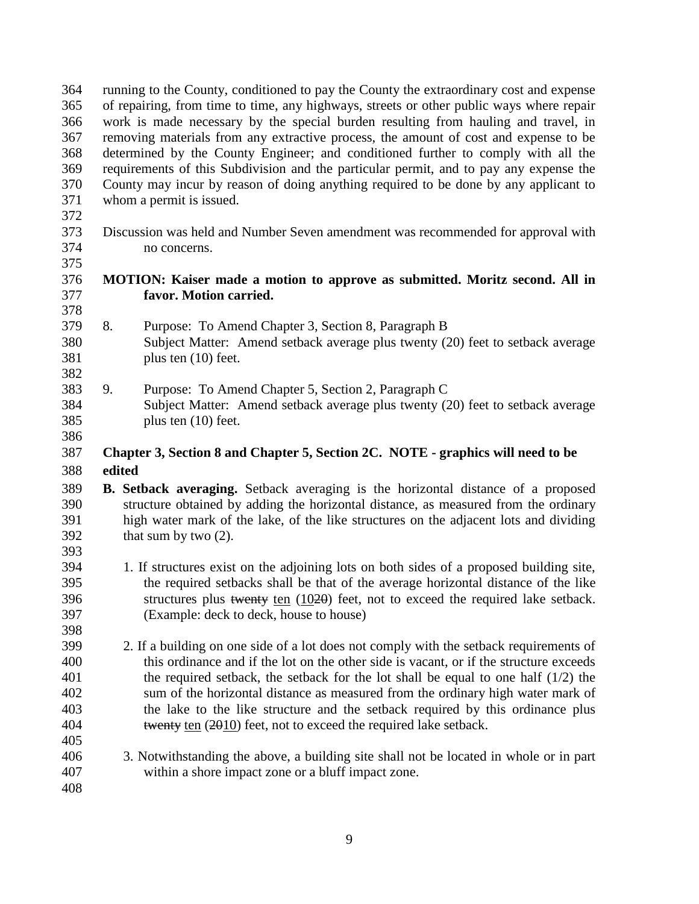running to the County, conditioned to pay the County the extraordinary cost and expense of repairing, from time to time, any highways, streets or other public ways where repair work is made necessary by the special burden resulting from hauling and travel, in removing materials from any extractive process, the amount of cost and expense to be determined by the County Engineer; and conditioned further to comply with all the requirements of this Subdivision and the particular permit, and to pay any expense the County may incur by reason of doing anything required to be done by any applicant to whom a permit is issued.

Discussion was held and Number Seven amendment was recommended for approval with no concerns.

**MOTION: Kaiser made a motion to approve as submitted. Moritz second. All in favor. Motion carried.**

8. Purpose: To Amend Chapter 3, Section 8, Paragraph B
   Subject Matter: Amend setback average plus twenty (20) feet to setback average plus ten (10) feet.

9. Purpose: To Amend Chapter 5, Section 2, Paragraph C
   Subject Matter: Amend setback average plus twenty (20) feet to setback average plus ten (10) feet.

**Chapter 3, Section 8 and Chapter 5, Section 2C. NOTE - graphics will need to be edited**

**B. Setback averaging.** Setback averaging is the horizontal distance of a proposed structure obtained by adding the horizontal distance, as measured from the ordinary high water mark of the lake, of the like structures on the adjacent lots and dividing that sum by two (2).

1. If structures exist on the adjoining lots on both sides of a proposed building site, the required setbacks shall be that of the average horizontal distance of the like structures plus ~~twenty~~ <u>ten</u> (<u>10</u>~~20~~) feet, not to exceed the required lake setback. (Example: deck to deck, house to house)

2. If a building on one side of a lot does not comply with the setback requirements of this ordinance and if the lot on the other side is vacant, or if the structure exceeds the required setback, the setback for the lot shall be equal to one half (1/2) the sum of the horizontal distance as measured from the ordinary high water mark of the lake to the like structure and the setback required by this ordinance plus ~~twenty~~ <u>ten</u> (~~20~~<u>10</u>) feet, not to exceed the required lake setback.

3. Notwithstanding the above, a building site shall not be located in whole or in part within a shore impact zone or a bluff impact zone.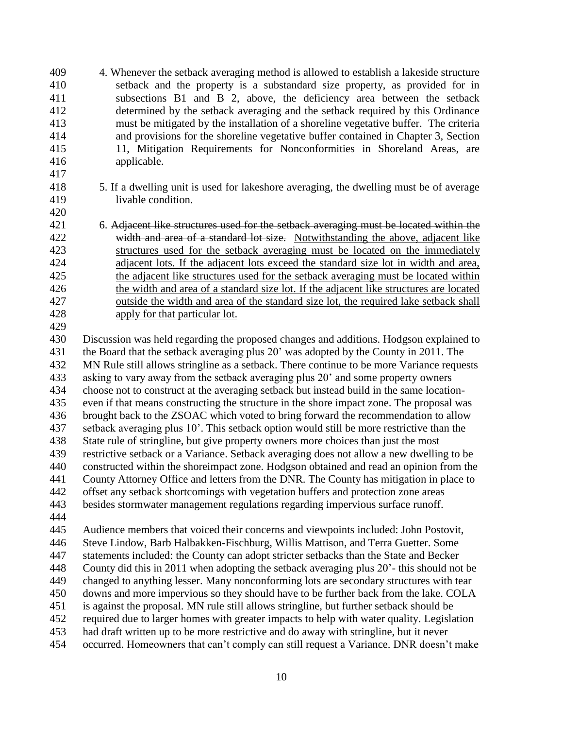4. Whenever the setback averaging method is allowed to establish a lakeside structure setback and the property is a substandard size property, as provided for in subsections B1 and B 2, above, the deficiency area between the setback determined by the setback averaging and the setback required by this Ordinance must be mitigated by the installation of a shoreline vegetative buffer. The criteria and provisions for the shoreline vegetative buffer contained in Chapter 3, Section 11, Mitigation Requirements for Nonconformities in Shoreland Areas, are applicable.

5. If a dwelling unit is used for lakeshore averaging, the dwelling must be of average livable condition.

6. ~~Adjacent like structures used for the setback averaging must be located within the width and area of a standard lot size.~~ <u>Notwithstanding the above, adjacent like structures used for the setback averaging must be located on the immediately adjacent lots. If the adjacent lots exceed the standard size lot in width and area, the adjacent like structures used for the setback averaging must be located within the width and area of a standard size lot. If the adjacent like structures are located outside the width and area of the standard size lot, the required lake setback shall apply for that particular lot.</u>

Discussion was held regarding the proposed changes and additions. Hodgson explained to the Board that the setback averaging plus 20' was adopted by the County in 2011. The MN Rule still allows stringline as a setback. There continue to be more Variance requests asking to vary away from the setback averaging plus 20' and some property owners choose not to construct at the averaging setback but instead build in the same location- even if that means constructing the structure in the shore impact zone. The proposal was brought back to the ZSOAC which voted to bring forward the recommendation to allow setback averaging plus 10'. This setback option would still be more restrictive than the State rule of stringline, but give property owners more choices than just the most restrictive setback or a Variance. Setback averaging does not allow a new dwelling to be constructed within the shoreimpact zone. Hodgson obtained and read an opinion from the County Attorney Office and letters from the DNR. The County has mitigation in place to offset any setback shortcomings with vegetation buffers and protection zone areas besides stormwater management regulations regarding impervious surface runoff.

Audience members that voiced their concerns and viewpoints included: John Postovit, Steve Lindow, Barb Halbakken-Fischburg, Willis Mattison, and Terra Guetter. Some statements included: the County can adopt stricter setbacks than the State and Becker County did this in 2011 when adopting the setback averaging plus 20'- this should not be changed to anything lesser. Many nonconforming lots are secondary structures with tear downs and more impervious so they should have to be further back from the lake. COLA is against the proposal. MN rule still allows stringline, but further setback should be required due to larger homes with greater impacts to help with water quality. Legislation had draft written up to be more restrictive and do away with stringline, but it never occurred. Homeowners that can't comply can still request a Variance. DNR doesn't make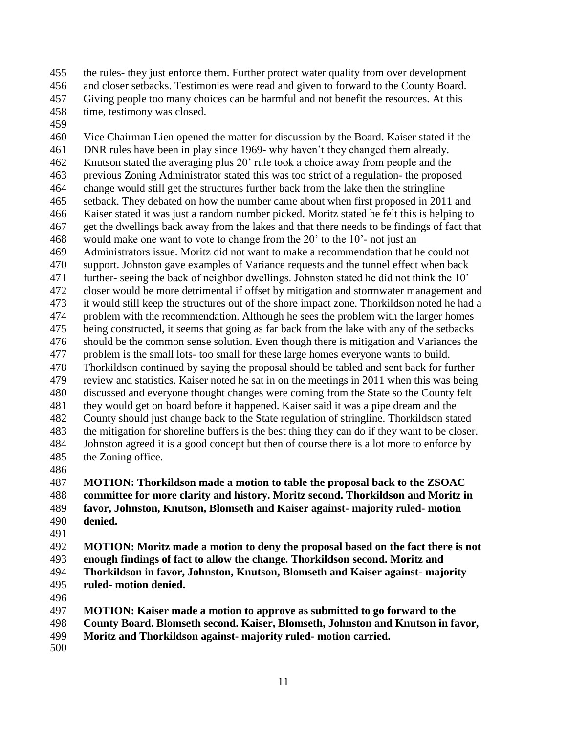the rules- they just enforce them. Further protect water quality from over development and closer setbacks. Testimonies were read and given to forward to the County Board. Giving people too many choices can be harmful and not benefit the resources. At this time, testimony was closed.

Vice Chairman Lien opened the matter for discussion by the Board. Kaiser stated if the DNR rules have been in play since 1969- why haven't they changed them already. Knutson stated the averaging plus 20' rule took a choice away from people and the previous Zoning Administrator stated this was too strict of a regulation- the proposed change would still get the structures further back from the lake then the stringline setback. They debated on how the number came about when first proposed in 2011 and Kaiser stated it was just a random number picked. Moritz stated he felt this is helping to get the dwellings back away from the lakes and that there needs to be findings of fact that would make one want to vote to change from the 20' to the 10'- not just an Administrators issue. Moritz did not want to make a recommendation that he could not support. Johnston gave examples of Variance requests and the tunnel effect when back further- seeing the back of neighbor dwellings. Johnston stated he did not think the 10' closer would be more detrimental if offset by mitigation and stormwater management and it would still keep the structures out of the shore impact zone. Thorkildson noted he had a problem with the recommendation. Although he sees the problem with the larger homes being constructed, it seems that going as far back from the lake with any of the setbacks should be the common sense solution. Even though there is mitigation and Variances the problem is the small lots- too small for these large homes everyone wants to build. Thorkildson continued by saying the proposal should be tabled and sent back for further review and statistics. Kaiser noted he sat in on the meetings in 2011 when this was being discussed and everyone thought changes were coming from the State so the County felt they would get on board before it happened. Kaiser said it was a pipe dream and the County should just change back to the State regulation of stringline. Thorkildson stated the mitigation for shoreline buffers is the best thing they can do if they want to be closer. Johnston agreed it is a good concept but then of course there is a lot more to enforce by the Zoning office.

**MOTION: Thorkildson made a motion to table the proposal back to the ZSOAC committee for more clarity and history. Moritz second. Thorkildson and Moritz in favor, Johnston, Knutson, Blomseth and Kaiser against- majority ruled- motion denied.**

**MOTION: Moritz made a motion to deny the proposal based on the fact there is not enough findings of fact to allow the change. Thorkildson second. Moritz and Thorkildson in favor, Johnston, Knutson, Blomseth and Kaiser against- majority ruled- motion denied.**

**MOTION: Kaiser made a motion to approve as submitted to go forward to the County Board. Blomseth second. Kaiser, Blomseth, Johnston and Knutson in favor, Moritz and Thorkildson against- majority ruled- motion carried.**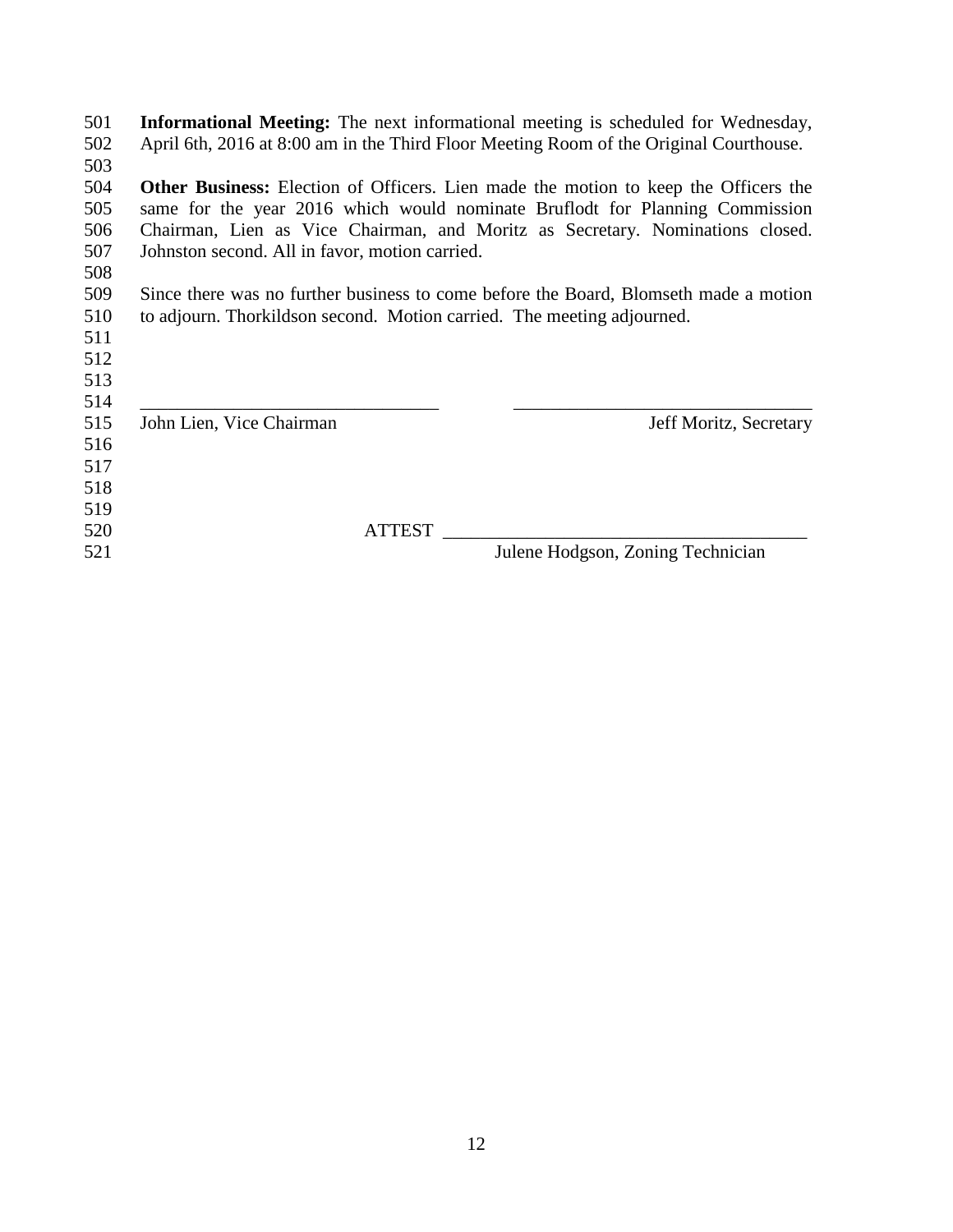**Informational Meeting:** The next informational meeting is scheduled for Wednesday, April 6th, 2016 at 8:00 am in the Third Floor Meeting Room of the Original Courthouse.

**Other Business:** Election of Officers. Lien made the motion to keep the Officers the same for the year 2016 which would nominate Bruflodt for Planning Commission Chairman, Lien as Vice Chairman, and Moritz as Secretary. Nominations closed. Johnston second. All in favor, motion carried.

Since there was no further business to come before the Board, Blomseth made a motion to adjourn. Thorkildson second. Motion carried. The meeting adjourned.

_______________________________ &nbsp;&nbsp;&nbsp;&nbsp;&nbsp;&nbsp;&nbsp;&nbsp; _______________________________

John Lien, Vice Chairman &nbsp;&nbsp;&nbsp;&nbsp;&nbsp;&nbsp;&nbsp;&nbsp; Jeff Moritz, Secretary

ATTEST ____________________________________

Julene Hodgson, Zoning Technician